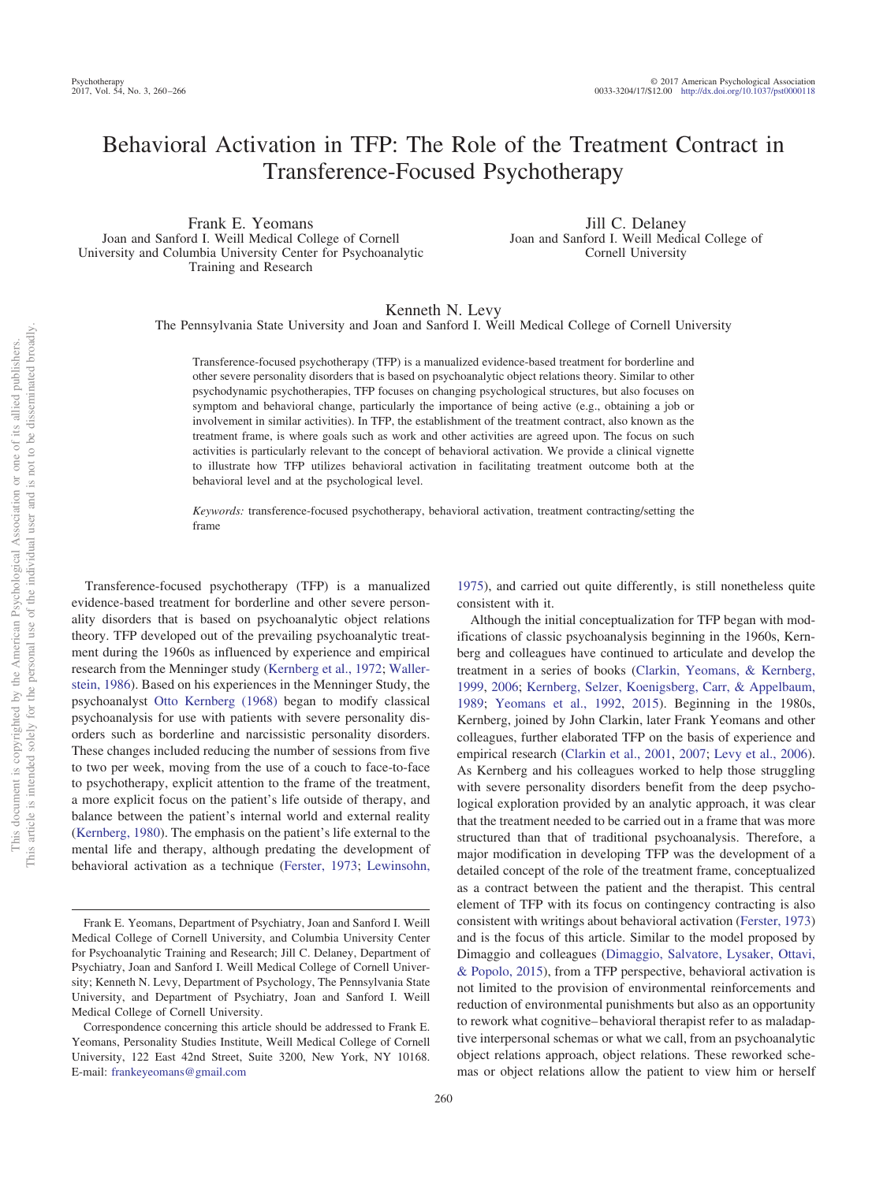# Behavioral Activation in TFP: The Role of the Treatment Contract in Transference-Focused Psychotherapy

Frank E. Yeomans
Joan and Sanford I. Weill Medical College of Cornell University and Columbia University Center for Psychoanalytic Training and Research

Jill C. Delaney
Joan and Sanford I. Weill Medical College of Cornell University

Kenneth N. Levy
The Pennsylvania State University and Joan and Sanford I. Weill Medical College of Cornell University

Transference-focused psychotherapy (TFP) is a manualized evidence-based treatment for borderline and other severe personality disorders that is based on psychoanalytic object relations theory. Similar to other psychodynamic psychotherapies, TFP focuses on changing psychological structures, but also focuses on symptom and behavioral change, particularly the importance of being active (e.g., obtaining a job or involvement in similar activities). In TFP, the establishment of the treatment contract, also known as the treatment frame, is where goals such as work and other activities are agreed upon. The focus on such activities is particularly relevant to the concept of behavioral activation. We provide a clinical vignette to illustrate how TFP utilizes behavioral activation in facilitating treatment outcome both at the behavioral level and at the psychological level.

*Keywords:* transference-focused psychotherapy, behavioral activation, treatment contracting/setting the frame

Transference-focused psychotherapy (TFP) is a manualized evidence-based treatment for borderline and other severe personality disorders that is based on psychoanalytic object relations theory. TFP developed out of the prevailing psychoanalytic treatment during the 1960s as influenced by experience and empirical research from the Menninger study (Kernberg et al., 1972; Wallerstein, 1986). Based on his experiences in the Menninger Study, the psychoanalyst Otto Kernberg (1968) began to modify classical psychoanalysis for use with patients with severe personality disorders such as borderline and narcissistic personality disorders. These changes included reducing the number of sessions from five to two per week, moving from the use of a couch to face-to-face to psychotherapy, explicit attention to the frame of the treatment, a more explicit focus on the patient's life outside of therapy, and balance between the patient's internal world and external reality (Kernberg, 1980). The emphasis on the patient's life external to the mental life and therapy, although predating the development of behavioral activation as a technique (Ferster, 1973; Lewinsohn, 1975), and carried out quite differently, is still nonetheless quite consistent with it.

Although the initial conceptualization for TFP began with modifications of classic psychoanalysis beginning in the 1960s, Kernberg and colleagues have continued to articulate and develop the treatment in a series of books (Clarkin, Yeomans, & Kernberg, 1999, 2006; Kernberg, Selzer, Koenigsberg, Carr, & Appelbaum, 1989; Yeomans et al., 1992, 2015). Beginning in the 1980s, Kernberg, joined by John Clarkin, later Frank Yeomans and other colleagues, further elaborated TFP on the basis of experience and empirical research (Clarkin et al., 2001, 2007; Levy et al., 2006). As Kernberg and his colleagues worked to help those struggling with severe personality disorders benefit from the deep psychological exploration provided by an analytic approach, it was clear that the treatment needed to be carried out in a frame that was more structured than that of traditional psychoanalysis. Therefore, a major modification in developing TFP was the development of a detailed concept of the role of the treatment frame, conceptualized as a contract between the patient and the therapist. This central element of TFP with its focus on contingency contracting is also consistent with writings about behavioral activation (Ferster, 1973) and is the focus of this article. Similar to the model proposed by Dimaggio and colleagues (Dimaggio, Salvatore, Lysaker, Ottavi, & Popolo, 2015), from a TFP perspective, behavioral activation is not limited to the provision of environmental reinforcements and reduction of environmental punishments but also as an opportunity to rework what cognitive–behavioral therapist refer to as maladaptive interpersonal schemas or what we call, from an psychoanalytic object relations approach, object relations. These reworked schemas or object relations allow the patient to view him or herself

Frank E. Yeomans, Department of Psychiatry, Joan and Sanford I. Weill Medical College of Cornell University, and Columbia University Center for Psychoanalytic Training and Research; Jill C. Delaney, Department of Psychiatry, Joan and Sanford I. Weill Medical College of Cornell University; Kenneth N. Levy, Department of Psychology, The Pennsylvania State University, and Department of Psychiatry, Joan and Sanford I. Weill Medical College of Cornell University.

Correspondence concerning this article should be addressed to Frank E. Yeomans, Personality Studies Institute, Weill Medical College of Cornell University, 122 East 42nd Street, Suite 3200, New York, NY 10168. E-mail: frankeyeomans@gmail.com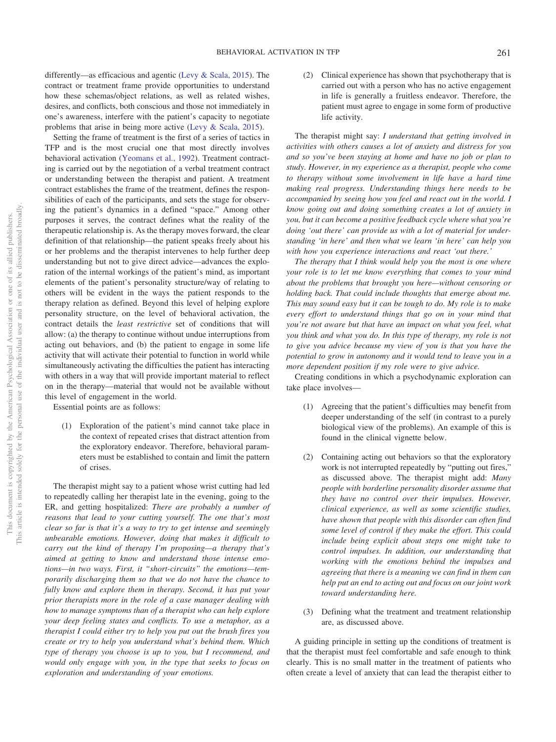differently—as efficacious and agentic (Levy & Scala, 2015). The contract or treatment frame provide opportunities to understand how these schemas/object relations, as well as related wishes, desires, and conflicts, both conscious and those not immediately in one's awareness, interfere with the patient's capacity to negotiate problems that arise in being more active (Levy & Scala, 2015).

Setting the frame of treatment is the first of a series of tactics in TFP and is the most crucial one that most directly involves behavioral activation (Yeomans et al., 1992). Treatment contracting is carried out by the negotiation of a verbal treatment contract or understanding between the therapist and patient. A treatment contract establishes the frame of the treatment, defines the responsibilities of each of the participants, and sets the stage for observing the patient's dynamics in a defined "space." Among other purposes it serves, the contract defines what the reality of the therapeutic relationship is. As the therapy moves forward, the clear definition of that relationship—the patient speaks freely about his or her problems and the therapist intervenes to help further deep understanding but not to give direct advice—advances the exploration of the internal workings of the patient's mind, as important elements of the patient's personality structure/way of relating to others will be evident in the ways the patient responds to the therapy relation as defined. Beyond this level of helping explore personality structure, on the level of behavioral activation, the contract details the *least restrictive* set of conditions that will allow: (a) the therapy to continue without undue interruptions from acting out behaviors, and (b) the patient to engage in some life activity that will activate their potential to function in world while simultaneously activating the difficulties the patient has interacting with others in a way that will provide important material to reflect on in the therapy—material that would not be available without this level of engagement in the world.

Essential points are as follows:

(1) Exploration of the patient's mind cannot take place in the context of repeated crises that distract attention from the exploratory endeavor. Therefore, behavioral parameters must be established to contain and limit the pattern of crises.

The therapist might say to a patient whose wrist cutting had led to repeatedly calling her therapist late in the evening, going to the ER, and getting hospitalized: *There are probably a number of reasons that lead to your cutting yourself. The one that's most clear so far is that it's a way to try to get intense and seemingly unbearable emotions. However, doing that makes it difficult to carry out the kind of therapy I'm proposing—a therapy that's aimed at getting to know and understand those intense emotions—in two ways. First, it "short-circuits" the emotions—temporarily discharging them so that we do not have the chance to fully know and explore them in therapy. Second, it has put your prior therapists more in the role of a case manager dealing with how to manage symptoms than of a therapist who can help explore your deep feeling states and conflicts. To use a metaphor, as a therapist I could either try to help you put out the brush fires you create or try to help you understand what's behind them. Which type of therapy you choose is up to you, but I recommend, and would only engage with you, in the type that seeks to focus on exploration and understanding of your emotions.*

(2) Clinical experience has shown that psychotherapy that is carried out with a person who has no active engagement in life is generally a fruitless endeavor. Therefore, the patient must agree to engage in some form of productive life activity.

The therapist might say: *I understand that getting involved in activities with others causes a lot of anxiety and distress for you and so you've been staying at home and have no job or plan to study. However, in my experience as a therapist, people who come to therapy without some involvement in life have a hard time making real progress. Understanding things here needs to be accompanied by seeing how you feel and react out in the world. I know going out and doing something creates a lot of anxiety in you, but it can become a positive feedback cycle where what you're doing 'out there' can provide us with a lot of material for understanding 'in here' and then what we learn 'in here' can help you with how you experience interactions and react 'out there.'*

*The therapy that I think would help you the most is one where your role is to let me know everything that comes to your mind about the problems that brought you here—without censoring or holding back. That could include thoughts that emerge about me. This may sound easy but it can be tough to do. My role is to make every effort to understand things that go on in your mind that you're not aware but that have an impact on what you feel, what you think and what you do. In this type of therapy, my role is not to give you advice because my view of you is that you have the potential to grow in autonomy and it would tend to leave you in a more dependent position if my role were to give advice.*

Creating conditions in which a psychodynamic exploration can take place involves—

(1) Agreeing that the patient's difficulties may benefit from deeper understanding of the self (in contrast to a purely biological view of the problems). An example of this is found in the clinical vignette below.

(2) Containing acting out behaviors so that the exploratory work is not interrupted repeatedly by "putting out fires," as discussed above. The therapist might add: *Many people with borderline personality disorder assume that they have no control over their impulses. However, clinical experience, as well as some scientific studies, have shown that people with this disorder can often find some level of control if they make the effort. This could include being explicit about steps one might take to control impulses. In addition, our understanding that working with the emotions behind the impulses and agreeing that there is a meaning we can find in them can help put an end to acting out and focus on our joint work toward understanding here.*

(3) Defining what the treatment and treatment relationship are, as discussed above.

A guiding principle in setting up the conditions of treatment is that the therapist must feel comfortable and safe enough to think clearly. This is no small matter in the treatment of patients who often create a level of anxiety that can lead the therapist either to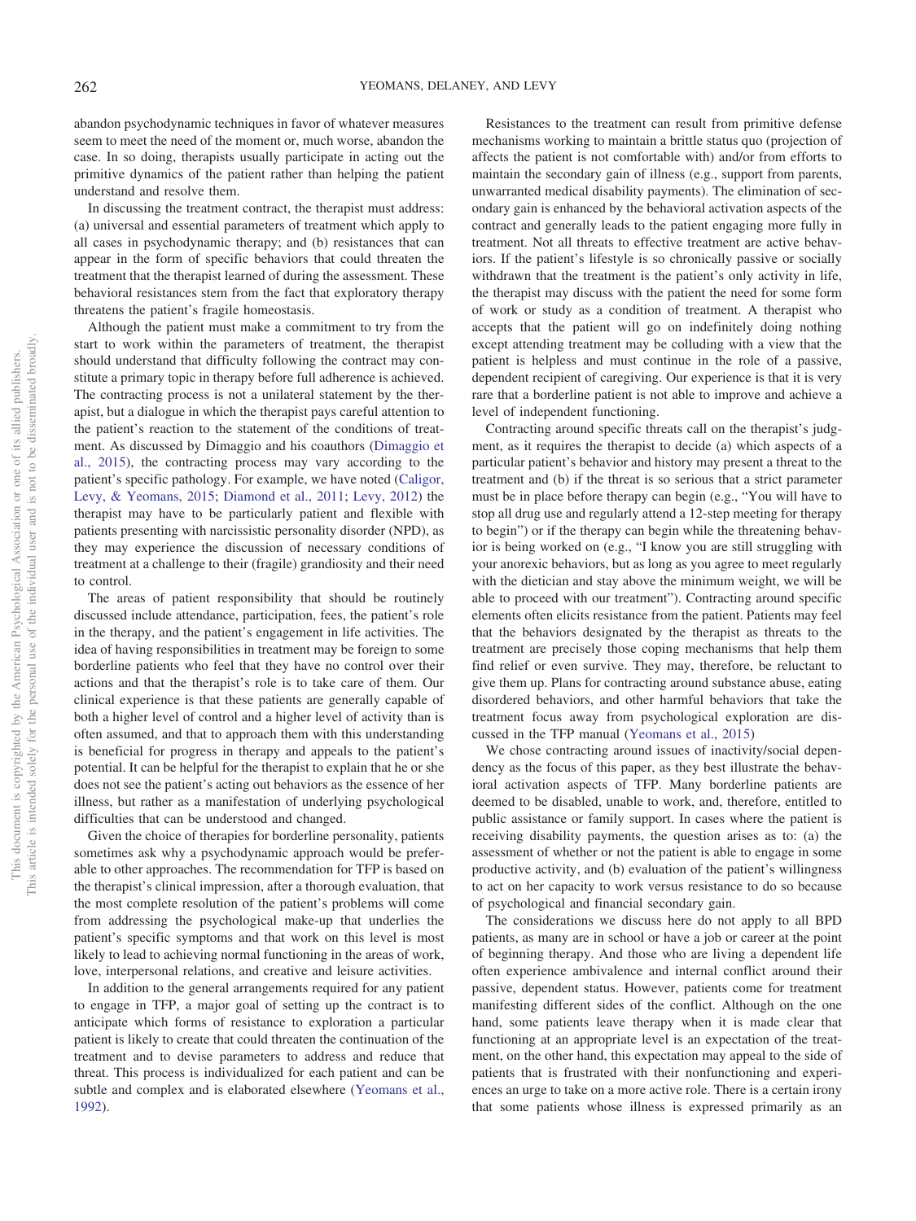abandon psychodynamic techniques in favor of whatever measures seem to meet the need of the moment or, much worse, abandon the case. In so doing, therapists usually participate in acting out the primitive dynamics of the patient rather than helping the patient understand and resolve them.

In discussing the treatment contract, the therapist must address: (a) universal and essential parameters of treatment which apply to all cases in psychodynamic therapy; and (b) resistances that can appear in the form of specific behaviors that could threaten the treatment that the therapist learned of during the assessment. These behavioral resistances stem from the fact that exploratory therapy threatens the patient's fragile homeostasis.

Although the patient must make a commitment to try from the start to work within the parameters of treatment, the therapist should understand that difficulty following the contract may constitute a primary topic in therapy before full adherence is achieved. The contracting process is not a unilateral statement by the therapist, but a dialogue in which the therapist pays careful attention to the patient's reaction to the statement of the conditions of treatment. As discussed by Dimaggio and his coauthors (Dimaggio et al., 2015), the contracting process may vary according to the patient's specific pathology. For example, we have noted (Caligor, Levy, & Yeomans, 2015; Diamond et al., 2011; Levy, 2012) the therapist may have to be particularly patient and flexible with patients presenting with narcissistic personality disorder (NPD), as they may experience the discussion of necessary conditions of treatment at a challenge to their (fragile) grandiosity and their need to control.

The areas of patient responsibility that should be routinely discussed include attendance, participation, fees, the patient's role in the therapy, and the patient's engagement in life activities. The idea of having responsibilities in treatment may be foreign to some borderline patients who feel that they have no control over their actions and that the therapist's role is to take care of them. Our clinical experience is that these patients are generally capable of both a higher level of control and a higher level of activity than is often assumed, and that to approach them with this understanding is beneficial for progress in therapy and appeals to the patient's potential. It can be helpful for the therapist to explain that he or she does not see the patient's acting out behaviors as the essence of her illness, but rather as a manifestation of underlying psychological difficulties that can be understood and changed.

Given the choice of therapies for borderline personality, patients sometimes ask why a psychodynamic approach would be preferable to other approaches. The recommendation for TFP is based on the therapist's clinical impression, after a thorough evaluation, that the most complete resolution of the patient's problems will come from addressing the psychological make-up that underlies the patient's specific symptoms and that work on this level is most likely to lead to achieving normal functioning in the areas of work, love, interpersonal relations, and creative and leisure activities.

In addition to the general arrangements required for any patient to engage in TFP, a major goal of setting up the contract is to anticipate which forms of resistance to exploration a particular patient is likely to create that could threaten the continuation of the treatment and to devise parameters to address and reduce that threat. This process is individualized for each patient and can be subtle and complex and is elaborated elsewhere (Yeomans et al., 1992).

Resistances to the treatment can result from primitive defense mechanisms working to maintain a brittle status quo (projection of affects the patient is not comfortable with) and/or from efforts to maintain the secondary gain of illness (e.g., support from parents, unwarranted medical disability payments). The elimination of secondary gain is enhanced by the behavioral activation aspects of the contract and generally leads to the patient engaging more fully in treatment. Not all threats to effective treatment are active behaviors. If the patient's lifestyle is so chronically passive or socially withdrawn that the treatment is the patient's only activity in life, the therapist may discuss with the patient the need for some form of work or study as a condition of treatment. A therapist who accepts that the patient will go on indefinitely doing nothing except attending treatment may be colluding with a view that the patient is helpless and must continue in the role of a passive, dependent recipient of caregiving. Our experience is that it is very rare that a borderline patient is not able to improve and achieve a level of independent functioning.

Contracting around specific threats call on the therapist's judgment, as it requires the therapist to decide (a) which aspects of a particular patient's behavior and history may present a threat to the treatment and (b) if the threat is so serious that a strict parameter must be in place before therapy can begin (e.g., "You will have to stop all drug use and regularly attend a 12-step meeting for therapy to begin") or if the therapy can begin while the threatening behavior is being worked on (e.g., "I know you are still struggling with your anorexic behaviors, but as long as you agree to meet regularly with the dietician and stay above the minimum weight, we will be able to proceed with our treatment"). Contracting around specific elements often elicits resistance from the patient. Patients may feel that the behaviors designated by the therapist as threats to the treatment are precisely those coping mechanisms that help them find relief or even survive. They may, therefore, be reluctant to give them up. Plans for contracting around substance abuse, eating disordered behaviors, and other harmful behaviors that take the treatment focus away from psychological exploration are discussed in the TFP manual (Yeomans et al., 2015)

We chose contracting around issues of inactivity/social dependency as the focus of this paper, as they best illustrate the behavioral activation aspects of TFP. Many borderline patients are deemed to be disabled, unable to work, and, therefore, entitled to public assistance or family support. In cases where the patient is receiving disability payments, the question arises as to: (a) the assessment of whether or not the patient is able to engage in some productive activity, and (b) evaluation of the patient's willingness to act on her capacity to work versus resistance to do so because of psychological and financial secondary gain.

The considerations we discuss here do not apply to all BPD patients, as many are in school or have a job or career at the point of beginning therapy. And those who are living a dependent life often experience ambivalence and internal conflict around their passive, dependent status. However, patients come for treatment manifesting different sides of the conflict. Although on the one hand, some patients leave therapy when it is made clear that functioning at an appropriate level is an expectation of the treatment, on the other hand, this expectation may appeal to the side of patients that is frustrated with their nonfunctioning and experiences an urge to take on a more active role. There is a certain irony that some patients whose illness is expressed primarily as an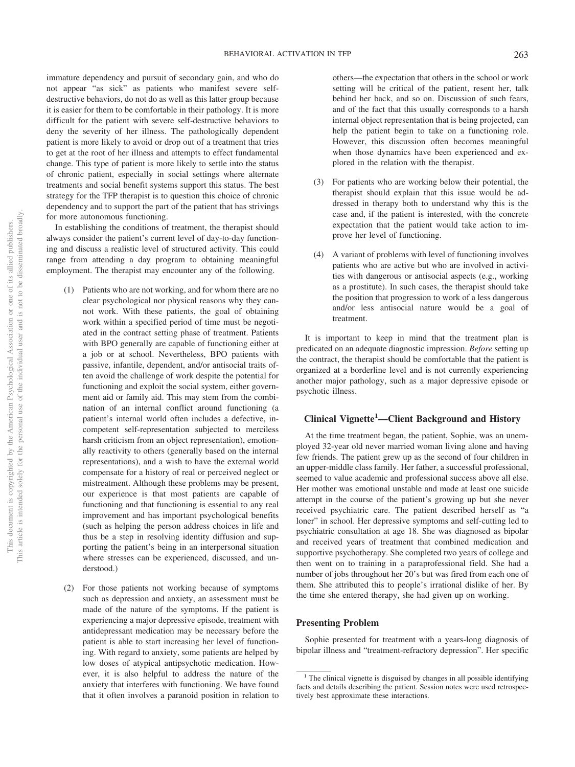immature dependency and pursuit of secondary gain, and who do not appear "as sick" as patients who manifest severe self-destructive behaviors, do not do as well as this latter group because it is easier for them to be comfortable in their pathology. It is more difficult for the patient with severe self-destructive behaviors to deny the severity of her illness. The pathologically dependent patient is more likely to avoid or drop out of a treatment that tries to get at the root of her illness and attempts to effect fundamental change. This type of patient is more likely to settle into the status of chronic patient, especially in social settings where alternate treatments and social benefit systems support this status. The best strategy for the TFP therapist is to question this choice of chronic dependency and to support the part of the patient that has strivings for more autonomous functioning.

In establishing the conditions of treatment, the therapist should always consider the patient's current level of day-to-day functioning and discuss a realistic level of structured activity. This could range from attending a day program to obtaining meaningful employment. The therapist may encounter any of the following.

(1) Patients who are not working, and for whom there are no clear psychological nor physical reasons why they cannot work. With these patients, the goal of obtaining work within a specified period of time must be negotiated in the contract setting phase of treatment. Patients with BPO generally are capable of functioning either at a job or at school. Nevertheless, BPO patients with passive, infantile, dependent, and/or antisocial traits often avoid the challenge of work despite the potential for functioning and exploit the social system, either government aid or family aid. This may stem from the combination of an internal conflict around functioning (a patient's internal world often includes a defective, incompetent self-representation subjected to merciless harsh criticism from an object representation), emotionally reactivity to others (generally based on the internal representations), and a wish to have the external world compensate for a history of real or perceived neglect or mistreatment. Although these problems may be present, our experience is that most patients are capable of functioning and that functioning is essential to any real improvement and has important psychological benefits (such as helping the person address choices in life and thus be a step in resolving identity diffusion and supporting the patient's being in an interpersonal situation where stresses can be experienced, discussed, and understood.)

(2) For those patients not working because of symptoms such as depression and anxiety, an assessment must be made of the nature of the symptoms. If the patient is experiencing a major depressive episode, treatment with antidepressant medication may be necessary before the patient is able to start increasing her level of functioning. With regard to anxiety, some patients are helped by low doses of atypical antipsychotic medication. However, it is also helpful to address the nature of the anxiety that interferes with functioning. We have found that it often involves a paranoid position in relation to others—the expectation that others in the school or work setting will be critical of the patient, resent her, talk behind her back, and so on. Discussion of such fears, and of the fact that this usually corresponds to a harsh internal object representation that is being projected, can help the patient begin to take on a functioning role. However, this discussion often becomes meaningful when those dynamics have been experienced and explored in the relation with the therapist.

(3) For patients who are working below their potential, the therapist should explain that this issue would be addressed in therapy both to understand why this is the case and, if the patient is interested, with the concrete expectation that the patient would take action to improve her level of functioning.

(4) A variant of problems with level of functioning involves patients who are active but who are involved in activities with dangerous or antisocial aspects (e.g., working as a prostitute). In such cases, the therapist should take the position that progression to work of a less dangerous and/or less antisocial nature would be a goal of treatment.

It is important to keep in mind that the treatment plan is predicated on an adequate diagnostic impression. *Before* setting up the contract, the therapist should be comfortable that the patient is organized at a borderline level and is not currently experiencing another major pathology, such as a major depressive episode or psychotic illness.

## Clinical Vignette[1]—Client Background and History

At the time treatment began, the patient, Sophie, was an unemployed 32-year old never married woman living alone and having few friends. The patient grew up as the second of four children in an upper-middle class family. Her father, a successful professional, seemed to value academic and professional success above all else. Her mother was emotional unstable and made at least one suicide attempt in the course of the patient's growing up but she never received psychiatric care. The patient described herself as "a loner" in school. Her depressive symptoms and self-cutting led to psychiatric consultation at age 18. She was diagnosed as bipolar and received years of treatment that combined medication and supportive psychotherapy. She completed two years of college and then went on to training in a paraprofessional field. She had a number of jobs throughout her 20's but was fired from each one of them. She attributed this to people's irrational dislike of her. By the time she entered therapy, she had given up on working.

## Presenting Problem

Sophie presented for treatment with a years-long diagnosis of bipolar illness and "treatment-refractory depression". Her specific

[1] The clinical vignette is disguised by changes in all possible identifying facts and details describing the patient. Session notes were used retrospectively best approximate these interactions.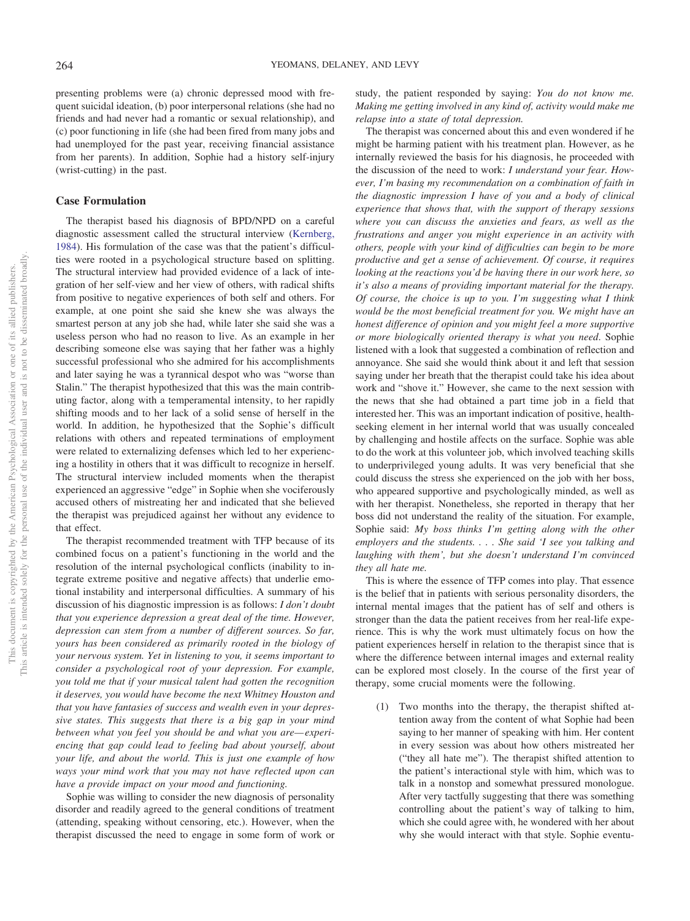presenting problems were (a) chronic depressed mood with frequent suicidal ideation, (b) poor interpersonal relations (she had no friends and had never had a romantic or sexual relationship), and (c) poor functioning in life (she had been fired from many jobs and had unemployed for the past year, receiving financial assistance from her parents). In addition, Sophie had a history self-injury (wrist-cutting) in the past.

## Case Formulation

The therapist based his diagnosis of BPD/NPD on a careful diagnostic assessment called the structural interview (Kernberg, 1984). His formulation of the case was that the patient's difficulties were rooted in a psychological structure based on splitting. The structural interview had provided evidence of a lack of integration of her self-view and her view of others, with radical shifts from positive to negative experiences of both self and others. For example, at one point she said she knew she was always the smartest person at any job she had, while later she said she was a useless person who had no reason to live. As an example in her describing someone else was saying that her father was a highly successful professional who she admired for his accomplishments and later saying he was a tyrannical despot who was "worse than Stalin." The therapist hypothesized that this was the main contributing factor, along with a temperamental intensity, to her rapidly shifting moods and to her lack of a solid sense of herself in the world. In addition, he hypothesized that the Sophie's difficult relations with others and repeated terminations of employment were related to externalizing defenses which led to her experiencing a hostility in others that it was difficult to recognize in herself. The structural interview included moments when the therapist experienced an aggressive "edge" in Sophie when she vociferously accused others of mistreating her and indicated that she believed the therapist was prejudiced against her without any evidence to that effect.

The therapist recommended treatment with TFP because of its combined focus on a patient's functioning in the world and the resolution of the internal psychological conflicts (inability to integrate extreme positive and negative affects) that underlie emotional instability and interpersonal difficulties. A summary of his discussion of his diagnostic impression is as follows: *I don't doubt that you experience depression a great deal of the time. However, depression can stem from a number of different sources. So far, yours has been considered as primarily rooted in the biology of your nervous system. Yet in listening to you, it seems important to consider a psychological root of your depression. For example, you told me that if your musical talent had gotten the recognition it deserves, you would have become the next Whitney Houston and that you have fantasies of success and wealth even in your depressive states. This suggests that there is a big gap in your mind between what you feel you should be and what you are—experiencing that gap could lead to feeling bad about yourself, about your life, and about the world. This is just one example of how ways your mind work that you may not have reflected upon can have a provide impact on your mood and functioning.*

Sophie was willing to consider the new diagnosis of personality disorder and readily agreed to the general conditions of treatment (attending, speaking without censoring, etc.). However, when the therapist discussed the need to engage in some form of work or study, the patient responded by saying: *You do not know me. Making me getting involved in any kind of, activity would make me relapse into a state of total depression.*

The therapist was concerned about this and even wondered if he might be harming patient with his treatment plan. However, as he internally reviewed the basis for his diagnosis, he proceeded with the discussion of the need to work: *I understand your fear. However, I'm basing my recommendation on a combination of faith in the diagnostic impression I have of you and a body of clinical experience that shows that, with the support of therapy sessions where you can discuss the anxieties and fears, as well as the frustrations and anger you might experience in an activity with others, people with your kind of difficulties can begin to be more productive and get a sense of achievement. Of course, it requires looking at the reactions you'd be having there in our work here, so it's also a means of providing important material for the therapy. Of course, the choice is up to you. I'm suggesting what I think would be the most beneficial treatment for you. We might have an honest difference of opinion and you might feel a more supportive or more biologically oriented therapy is what you need.* Sophie listened with a look that suggested a combination of reflection and annoyance. She said she would think about it and left that session saying under her breath that the therapist could take his idea about work and "shove it." However, she came to the next session with the news that she had obtained a part time job in a field that interested her. This was an important indication of positive, health-seeking element in her internal world that was usually concealed by challenging and hostile affects on the surface. Sophie was able to do the work at this volunteer job, which involved teaching skills to underprivileged young adults. It was very beneficial that she could discuss the stress she experienced on the job with her boss, who appeared supportive and psychologically minded, as well as with her therapist. Nonetheless, she reported in therapy that her boss did not understand the reality of the situation. For example, Sophie said: *My boss thinks I'm getting along with the other employers and the students. . . . She said 'I see you talking and laughing with them', but she doesn't understand I'm convinced they all hate me.*

This is where the essence of TFP comes into play. That essence is the belief that in patients with serious personality disorders, the internal mental images that the patient has of self and others is stronger than the data the patient receives from her real-life experience. This is why the work must ultimately focus on how the patient experiences herself in relation to the therapist since that is where the difference between internal images and external reality can be explored most closely. In the course of the first year of therapy, some crucial moments were the following.

(1) Two months into the therapy, the therapist shifted attention away from the content of what Sophie had been saying to her manner of speaking with him. Her content in every session was about how others mistreated her ("they all hate me"). The therapist shifted attention to the patient's interactional style with him, which was to talk in a nonstop and somewhat pressured monologue. After very tactfully suggesting that there was something controlling about the patient's way of talking to him, which she could agree with, he wondered with her about why she would interact with that style. Sophie eventu-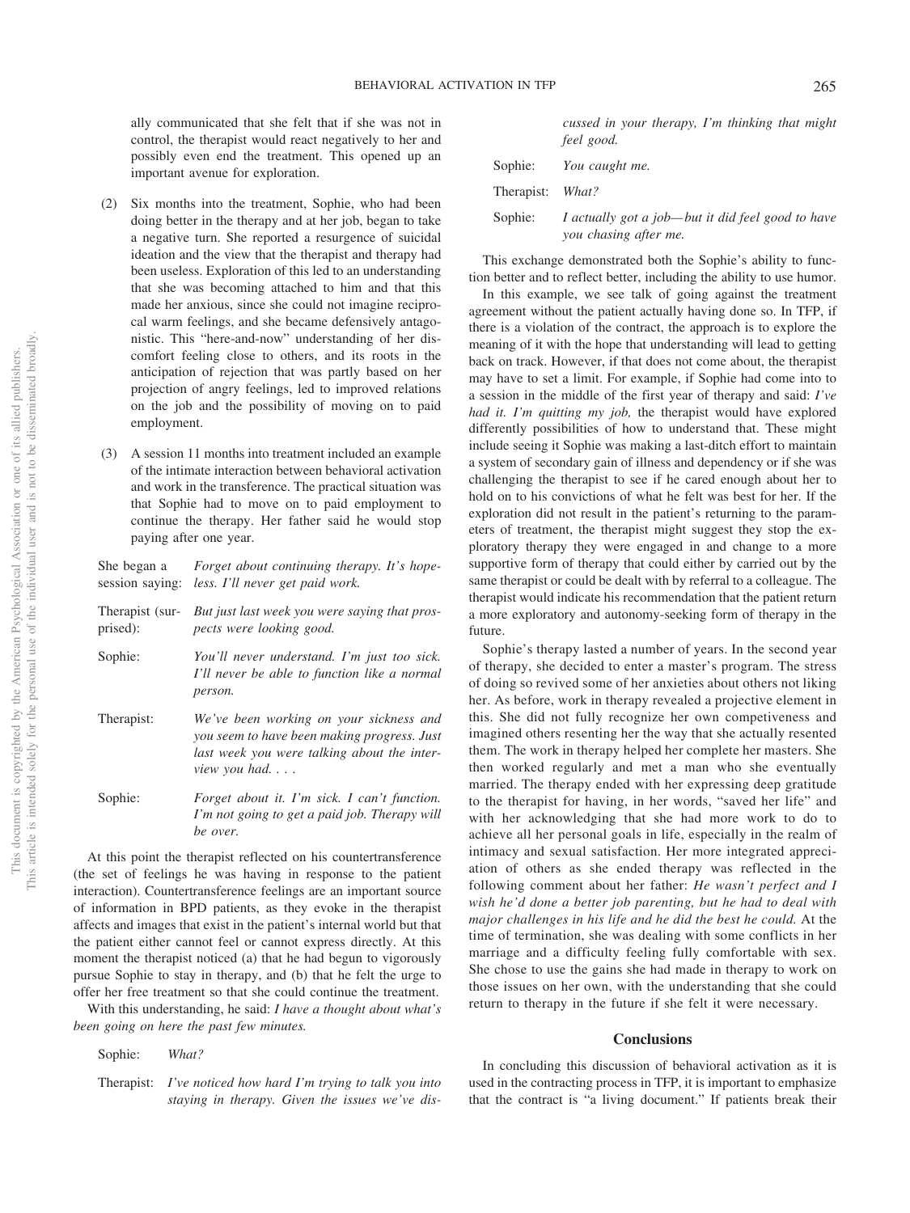ally communicated that she felt that if she was not in control, the therapist would react negatively to her and possibly even end the treatment. This opened up an important avenue for exploration.

(2) Six months into the treatment, Sophie, who had been doing better in the therapy and at her job, began to take a negative turn. She reported a resurgence of suicidal ideation and the view that the therapist and therapy had been useless. Exploration of this led to an understanding that she was becoming attached to him and that this made her anxious, since she could not imagine reciprocal warm feelings, and she became defensively antagonistic. This "here-and-now" understanding of her discomfort feeling close to others, and its roots in the anticipation of rejection that was partly based on her projection of angry feelings, led to improved relations on the job and the possibility of moving on to paid employment.

(3) A session 11 months into treatment included an example of the intimate interaction between behavioral activation and work in the transference. The practical situation was that Sophie had to move on to paid employment to continue the therapy. Her father said he would stop paying after one year.

She began a session saying: *Forget about continuing therapy. It's hopeless. I'll never get paid work.*

Therapist (surprised): *But just last week you were saying that prospects were looking good.*

Sophie: *You'll never understand. I'm just too sick. I'll never be able to function like a normal person.*

Therapist: *We've been working on your sickness and you seem to have been making progress. Just last week you were talking about the interview you had. . . .*

Sophie: *Forget about it. I'm sick. I can't function. I'm not going to get a paid job. Therapy will be over.*

At this point the therapist reflected on his countertransference (the set of feelings he was having in response to the patient interaction). Countertransference feelings are an important source of information in BPD patients, as they evoke in the therapist affects and images that exist in the patient's internal world but that the patient either cannot feel or cannot express directly. At this moment the therapist noticed (a) that he had begun to vigorously pursue Sophie to stay in therapy, and (b) that he felt the urge to offer her free treatment so that she could continue the treatment.

With this understanding, he said: *I have a thought about what's been going on here the past few minutes.*

Sophie: *What?*

Therapist: *I've noticed how hard I'm trying to talk you into staying in therapy. Given the issues we've discussed in your therapy, I'm thinking that might feel good.*

Sophie: *You caught me.*

Therapist: *What?*

Sophie: *I actually got a job—but it did feel good to have you chasing after me.*

This exchange demonstrated both the Sophie's ability to function better and to reflect better, including the ability to use humor.

In this example, we see talk of going against the treatment agreement without the patient actually having done so. In TFP, if there is a violation of the contract, the approach is to explore the meaning of it with the hope that understanding will lead to getting back on track. However, if that does not come about, the therapist may have to set a limit. For example, if Sophie had come into to a session in the middle of the first year of therapy and said: *I've had it. I'm quitting my job,* the therapist would have explored differently possibilities of how to understand that. These might include seeing it Sophie was making a last-ditch effort to maintain a system of secondary gain of illness and dependency or if she was challenging the therapist to see if he cared enough about her to hold on to his convictions of what he felt was best for her. If the exploration did not result in the patient's returning to the parameters of treatment, the therapist might suggest they stop the exploratory therapy they were engaged in and change to a more supportive form of therapy that could either by carried out by the same therapist or could be dealt with by referral to a colleague. The therapist would indicate his recommendation that the patient return a more exploratory and autonomy-seeking form of therapy in the future.

Sophie's therapy lasted a number of years. In the second year of therapy, she decided to enter a master's program. The stress of doing so revived some of her anxieties about others not liking her. As before, work in therapy revealed a projective element in this. She did not fully recognize her own competiveness and imagined others resenting her the way that she actually resented them. The work in therapy helped her complete her masters. She then worked regularly and met a man who she eventually married. The therapy ended with her expressing deep gratitude to the therapist for having, in her words, "saved her life" and with her acknowledging that she had more work to do to achieve all her personal goals in life, especially in the realm of intimacy and sexual satisfaction. Her more integrated appreciation of others as she ended therapy was reflected in the following comment about her father: *He wasn't perfect and I wish he'd done a better job parenting, but he had to deal with major challenges in his life and he did the best he could.* At the time of termination, she was dealing with some conflicts in her marriage and a difficulty feeling fully comfortable with sex. She chose to use the gains she had made in therapy to work on those issues on her own, with the understanding that she could return to therapy in the future if she felt it were necessary.

## Conclusions

In concluding this discussion of behavioral activation as it is used in the contracting process in TFP, it is important to emphasize that the contract is "a living document." If patients break their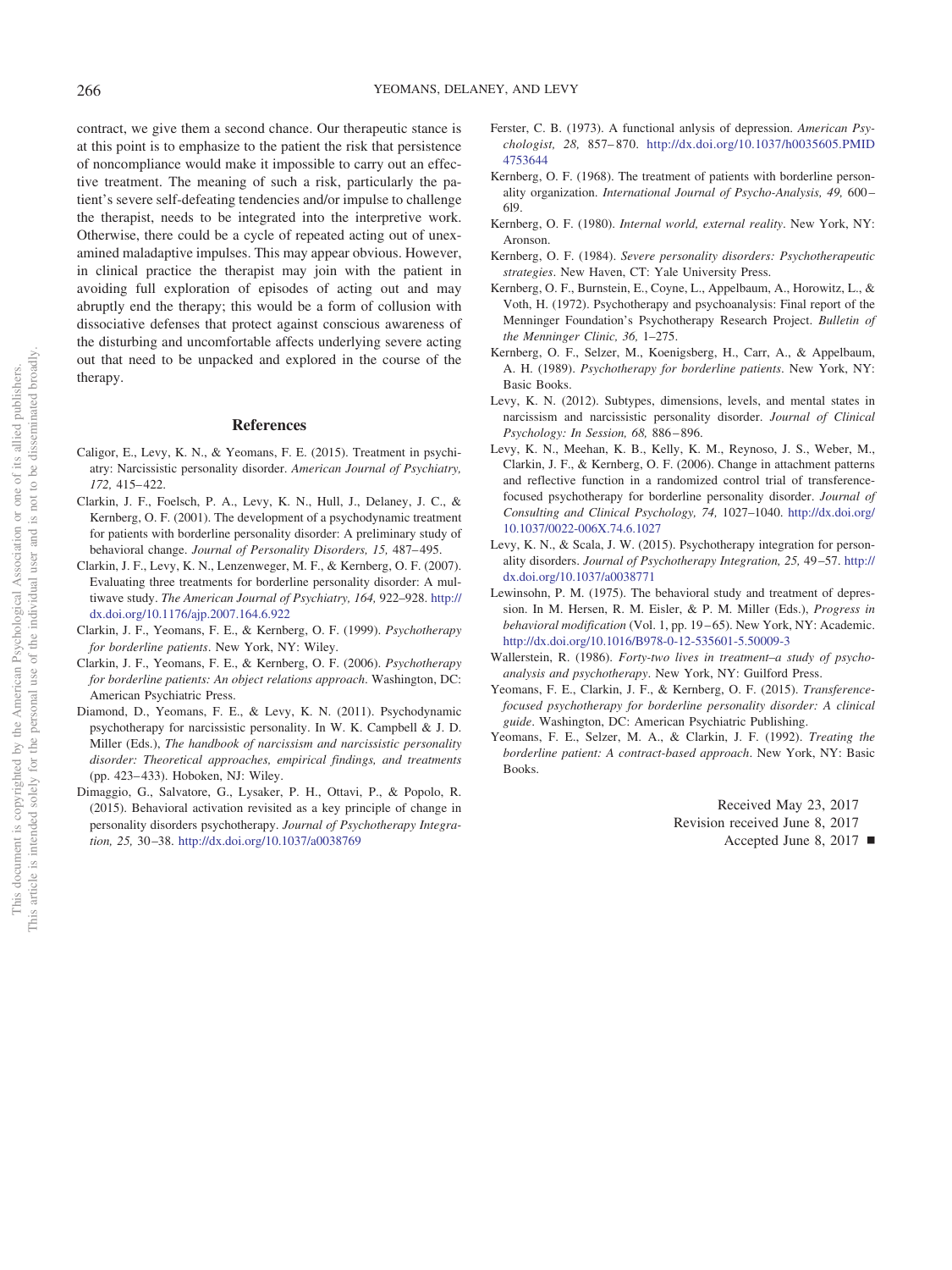contract, we give them a second chance. Our therapeutic stance is at this point is to emphasize to the patient the risk that persistence of noncompliance would make it impossible to carry out an effective treatment. The meaning of such a risk, particularly the patient's severe self-defeating tendencies and/or impulse to challenge the therapist, needs to be integrated into the interpretive work. Otherwise, there could be a cycle of repeated acting out of unexamined maladaptive impulses. This may appear obvious. However, in clinical practice the therapist may join with the patient in avoiding full exploration of episodes of acting out and may abruptly end the therapy; this would be a form of collusion with dissociative defenses that protect against conscious awareness of the disturbing and uncomfortable affects underlying severe acting out that need to be unpacked and explored in the course of the therapy.

## References

Caligor, E., Levy, K. N., & Yeomans, F. E. (2015). Treatment in psychiatry: Narcissistic personality disorder. *American Journal of Psychiatry, 172,* 415–422.

Clarkin, J. F., Foelsch, P. A., Levy, K. N., Hull, J., Delaney, J. C., & Kernberg, O. F. (2001). The development of a psychodynamic treatment for patients with borderline personality disorder: A preliminary study of behavioral change. *Journal of Personality Disorders, 15,* 487–495.

Clarkin, J. F., Levy, K. N., Lenzenweger, M. F., & Kernberg, O. F. (2007). Evaluating three treatments for borderline personality disorder: A multiwave study. *The American Journal of Psychiatry, 164,* 922–928. http://dx.doi.org/10.1176/ajp.2007.164.6.922

Clarkin, J. F., Yeomans, F. E., & Kernberg, O. F. (1999). *Psychotherapy for borderline patients*. New York, NY: Wiley.

Clarkin, J. F., Yeomans, F. E., & Kernberg, O. F. (2006). *Psychotherapy for borderline patients: An object relations approach*. Washington, DC: American Psychiatric Press.

Diamond, D., Yeomans, F. E., & Levy, K. N. (2011). Psychodynamic psychotherapy for narcissistic personality. In W. K. Campbell & J. D. Miller (Eds.), *The handbook of narcissism and narcissistic personality disorder: Theoretical approaches, empirical findings, and treatments* (pp. 423–433). Hoboken, NJ: Wiley.

Dimaggio, G., Salvatore, G., Lysaker, P. H., Ottavi, P., & Popolo, R. (2015). Behavioral activation revisited as a key principle of change in personality disorders psychotherapy. *Journal of Psychotherapy Integration, 25,* 30–38. http://dx.doi.org/10.1037/a0038769

Ferster, C. B. (1973). A functional anlysis of depression. *American Psychologist, 28,* 857–870. http://dx.doi.org/10.1037/h0035605.PMID 4753644

Kernberg, O. F. (1968). The treatment of patients with borderline personality organization. *International Journal of Psycho-Analysis, 49,* 600–6l9.

Kernberg, O. F. (1980). *Internal world, external reality*. New York, NY: Aronson.

Kernberg, O. F. (1984). *Severe personality disorders: Psychotherapeutic strategies*. New Haven, CT: Yale University Press.

Kernberg, O. F., Burnstein, E., Coyne, L., Appelbaum, A., Horowitz, L., & Voth, H. (1972). Psychotherapy and psychoanalysis: Final report of the Menninger Foundation's Psychotherapy Research Project. *Bulletin of the Menninger Clinic, 36,* 1–275.

Kernberg, O. F., Selzer, M., Koenigsberg, H., Carr, A., & Appelbaum, A. H. (1989). *Psychotherapy for borderline patients*. New York, NY: Basic Books.

Levy, K. N. (2012). Subtypes, dimensions, levels, and mental states in narcissism and narcissistic personality disorder. *Journal of Clinical Psychology: In Session, 68,* 886–896.

Levy, K. N., Meehan, K. B., Kelly, K. M., Reynoso, J. S., Weber, M., Clarkin, J. F., & Kernberg, O. F. (2006). Change in attachment patterns and reflective function in a randomized control trial of transference-focused psychotherapy for borderline personality disorder. *Journal of Consulting and Clinical Psychology, 74,* 1027–1040. http://dx.doi.org/10.1037/0022-006X.74.6.1027

Levy, K. N., & Scala, J. W. (2015). Psychotherapy integration for personality disorders. *Journal of Psychotherapy Integration, 25,* 49–57. http://dx.doi.org/10.1037/a0038771

Lewinsohn, P. M. (1975). The behavioral study and treatment of depression. In M. Hersen, R. M. Eisler, & P. M. Miller (Eds.), *Progress in behavioral modification* (Vol. 1, pp. 19–65). New York, NY: Academic. http://dx.doi.org/10.1016/B978-0-12-535601-5.50009-3

Wallerstein, R. (1986). *Forty-two lives in treatment–a study of psychoanalysis and psychotherapy*. New York, NY: Guilford Press.

Yeomans, F. E., Clarkin, J. F., & Kernberg, O. F. (2015). *Transference-focused psychotherapy for borderline personality disorder: A clinical guide*. Washington, DC: American Psychiatric Publishing.

Yeomans, F. E., Selzer, M. A., & Clarkin, J. F. (1992). *Treating the borderline patient: A contract-based approach*. New York, NY: Basic Books.

Received May 23, 2017
Revision received June 8, 2017
Accepted June 8, 2017 ■